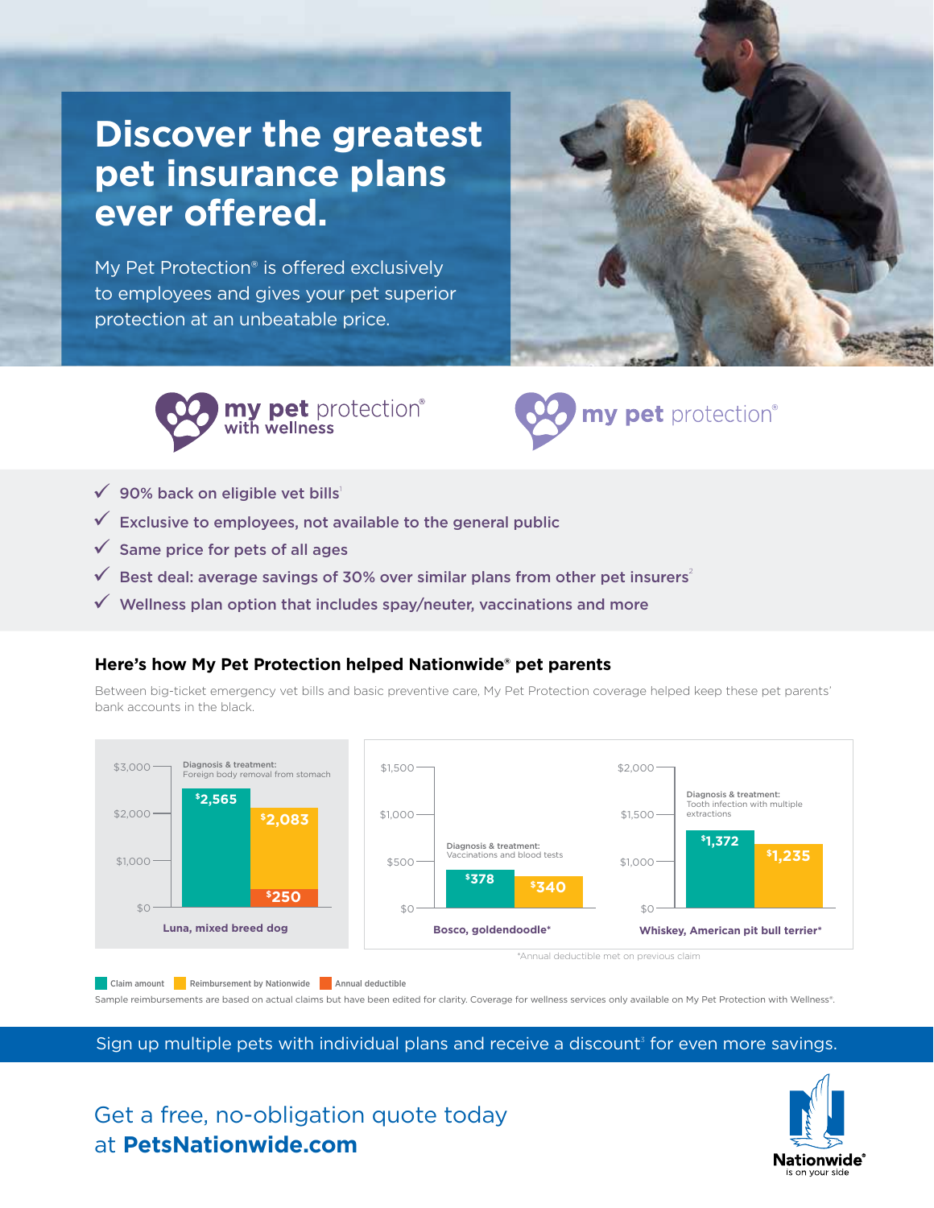# Discover the greatest pet insurance plans ever offered.

My Pet Protection® is offered exclusively to employees and gives your pet superior protection at an unbeatable price.

**my pet** protection® with wellness

**my pet** protection®

- ✓ 90% back on eligible vet bills[1]
- ✓ Exclusive to employees, not available to the general public
- ✓ Same price for pets of all ages
- ✓ Best deal: average savings of 30% over similar plans from other pet insurers[2]
- ✓ Wellness plan option that includes spay/neuter, vaccinations and more

## Here's how My Pet Protection helped Nationwide® pet parents

Between big-ticket emergency vet bills and basic preventive care, My Pet Protection coverage helped keep these pet parents' bank accounts in the black.

| Pet | Diagnosis & treatment | Claim amount | Reimbursement by Nationwide | Annual deductible |
|---|---|---|---|---|
| Luna, mixed breed dog | Foreign body removal from stomach | $2,565 | $2,083 | $250 |
| Bosco, goldendoodle* | Vaccinations and blood tests | $378 | $340 | |
| Whiskey, American pit bull terrier* | Tooth infection with multiple extractions | $1,372 | $1,235 | |

*Annual deductible met on previous claim

Sample reimbursements are based on actual claims but have been edited for clarity. Coverage for wellness services only available on My Pet Protection with Wellness®.

Sign up multiple pets with individual plans and receive a discount[3] for even more savings.

Get a free, no-obligation quote today at **PetsNationwide.com**

Nationwide® is on your side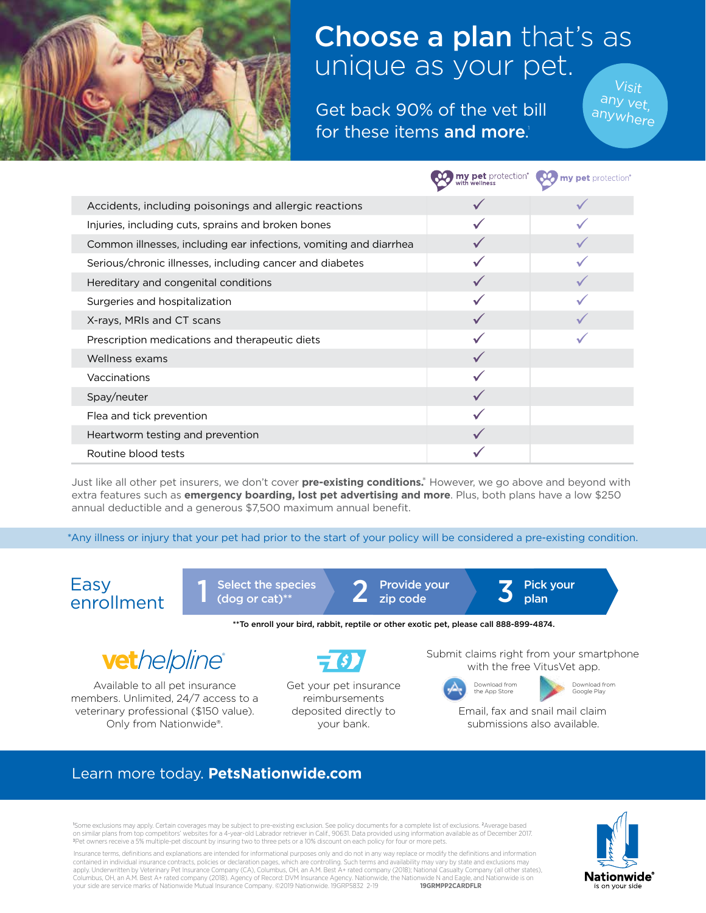# **Choose a plan** that's as unique as your pet.

Get back 90% of the vet bill for these items **and more**.[1]

Visit any vet, anywhere

| | **my pet** protection® with wellness | **my pet** protection® |
|---|---|---|
| Accidents, including poisonings and allergic reactions | ✓ | ✓ |
| Injuries, including cuts, sprains and broken bones | ✓ | ✓ |
| Common illnesses, including ear infections, vomiting and diarrhea | ✓ | ✓ |
| Serious/chronic illnesses, including cancer and diabetes | ✓ | ✓ |
| Hereditary and congenital conditions | ✓ | ✓ |
| Surgeries and hospitalization | ✓ | ✓ |
| X-rays, MRIs and CT scans | ✓ | ✓ |
| Prescription medications and therapeutic diets | ✓ | ✓ |
| Wellness exams | ✓ | |
| Vaccinations | ✓ | |
| Spay/neuter | ✓ | |
| Flea and tick prevention | ✓ | |
| Heartworm testing and prevention | ✓ | |
| Routine blood tests | ✓ | |

Just like all other pet insurers, we don't cover **pre-existing conditions.*** However, we go above and beyond with extra features such as **emergency boarding, lost pet advertising and more**. Plus, both plans have a low $250 annual deductible and a generous $7,500 maximum annual benefit.

*Any illness or injury that your pet had prior to the start of your policy will be considered a pre-existing condition.

## Easy enrollment

1. Select the species (dog or cat)**
2. Provide your zip code
3. Pick your plan

**To enroll your bird, rabbit, reptile or other exotic pet, please call 888-899-4874.

**vethelpline®**

Available to all pet insurance members. Unlimited, 24/7 access to a veterinary professional ($150 value). Only from Nationwide®.

Get your pet insurance reimbursements deposited directly to your bank.

Submit claims right from your smartphone with the free VitusVet app.

Download from the App Store

Download from Google Play

Email, fax and snail mail claim submissions also available.

Learn more today. **PetsNationwide.com**

[1]Some exclusions may apply. Certain coverages may be subject to pre-existing exclusion. See policy documents for a complete list of exclusions. [2]Average based on similar plans from top competitors' websites for a 4-year-old Labrador retriever in Calif., 90631. Data provided using information available as of December 2017. [3]Pet owners receive a 5% multiple-pet discount by insuring two to three pets or a 10% discount on each policy for four or more pets.

Insurance terms, definitions and explanations are intended for informational purposes only and do not in any way replace or modify the definitions and information contained in individual insurance contracts, policies or declaration pages, which are controlling. Such terms and availability may vary by state and exclusions may apply. Underwritten by Veterinary Pet Insurance Company (CA), Columbus, OH, an A.M. Best A+ rated company (2018); National Casualty Company (all other states), Columbus, OH, an A.M. Best A+ rated company (2018). Agency of Record: DVM Insurance Agency. Nationwide, the Nationwide N and Eagle, and Nationwide is on your side are service marks of Nationwide Mutual Insurance Company. ©2019 Nationwide. 19GRP5832 2-19 **19GRMPP2CARDFLR**

Nationwide® is on your side